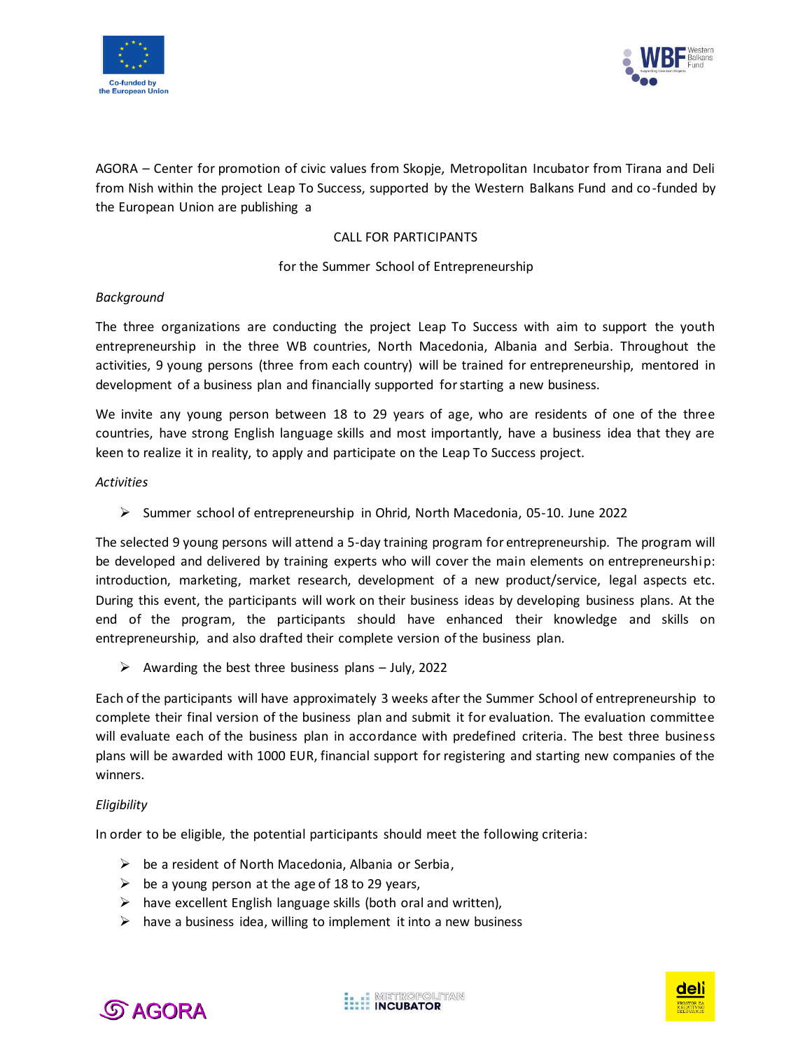AGORA – Center for promotion of civic values from Skopje, Metropolitan Incubator from Tirana and Deli from Nish within the project Leap To Success, supported by the Western Balkans Fund and co-funded by the European Union are publishing a

CALL FOR PARTICIPANTS

for the Summer School of Entrepreneurship

*Background*

The three organizations are conducting the project Leap To Success with aim to support the youth entrepreneurship in the three WB countries, North Macedonia, Albania and Serbia. Throughout the activities, 9 young persons (three from each country) will be trained for entrepreneurship, mentored in development of a business plan and financially supported for starting a new business.

We invite any young person between 18 to 29 years of age, who are residents of one of the three countries, have strong English language skills and most importantly, have a business idea that they are keen to realize it in reality, to apply and participate on the Leap To Success project.

*Activities*

- Summer school of entrepreneurship in Ohrid, North Macedonia, 05-10. June 2022

The selected 9 young persons will attend a 5-day training program for entrepreneurship. The program will be developed and delivered by training experts who will cover the main elements on entrepreneurship: introduction, marketing, market research, development of a new product/service, legal aspects etc. During this event, the participants will work on their business ideas by developing business plans. At the end of the program, the participants should have enhanced their knowledge and skills on entrepreneurship, and also drafted their complete version of the business plan.

- Awarding the best three business plans – July, 2022

Each of the participants will have approximately 3 weeks after the Summer School of entrepreneurship to complete their final version of the business plan and submit it for evaluation. The evaluation committee will evaluate each of the business plan in accordance with predefined criteria. The best three business plans will be awarded with 1000 EUR, financial support for registering and starting new companies of the winners.

*Eligibility*

In order to be eligible, the potential participants should meet the following criteria:

- be a resident of North Macedonia, Albania or Serbia,
- be a young person at the age of 18 to 29 years,
- have excellent English language skills (both oral and written),
- have a business idea, willing to implement it into a new business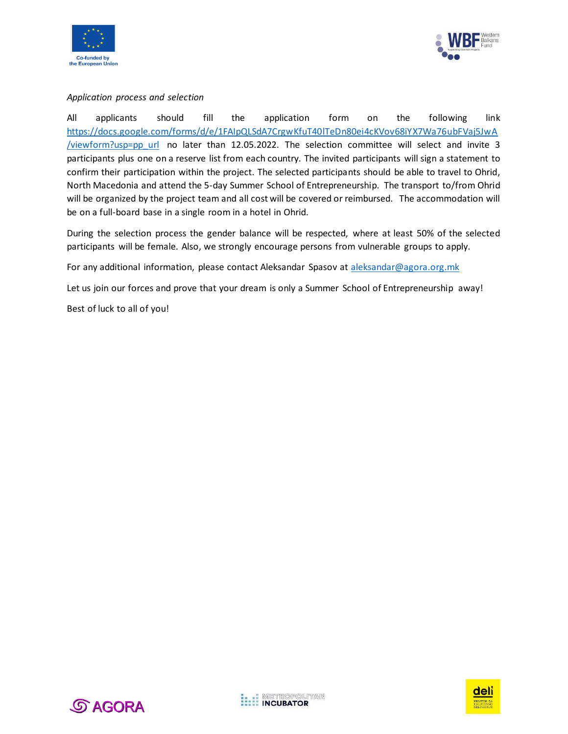*Application process and selection*

All applicants should fill the application form on the following link https://docs.google.com/forms/d/e/1FAIpQLSdA7CrgwKfuT40lTeDn80ei4cKVov68iYX7Wa76ubFVaj5JwA/viewform?usp=pp_url no later than 12.05.2022. The selection committee will select and invite 3 participants plus one on a reserve list from each country. The invited participants will sign a statement to confirm their participation within the project. The selected participants should be able to travel to Ohrid, North Macedonia and attend the 5-day Summer School of Entrepreneurship. The transport to/from Ohrid will be organized by the project team and all cost will be covered or reimbursed. The accommodation will be on a full-board base in a single room in a hotel in Ohrid.

During the selection process the gender balance will be respected, where at least 50% of the selected participants will be female. Also, we strongly encourage persons from vulnerable groups to apply.

For any additional information, please contact Aleksandar Spasov at aleksandar@agora.org.mk

Let us join our forces and prove that your dream is only a Summer School of Entrepreneurship away!

Best of luck to all of you!